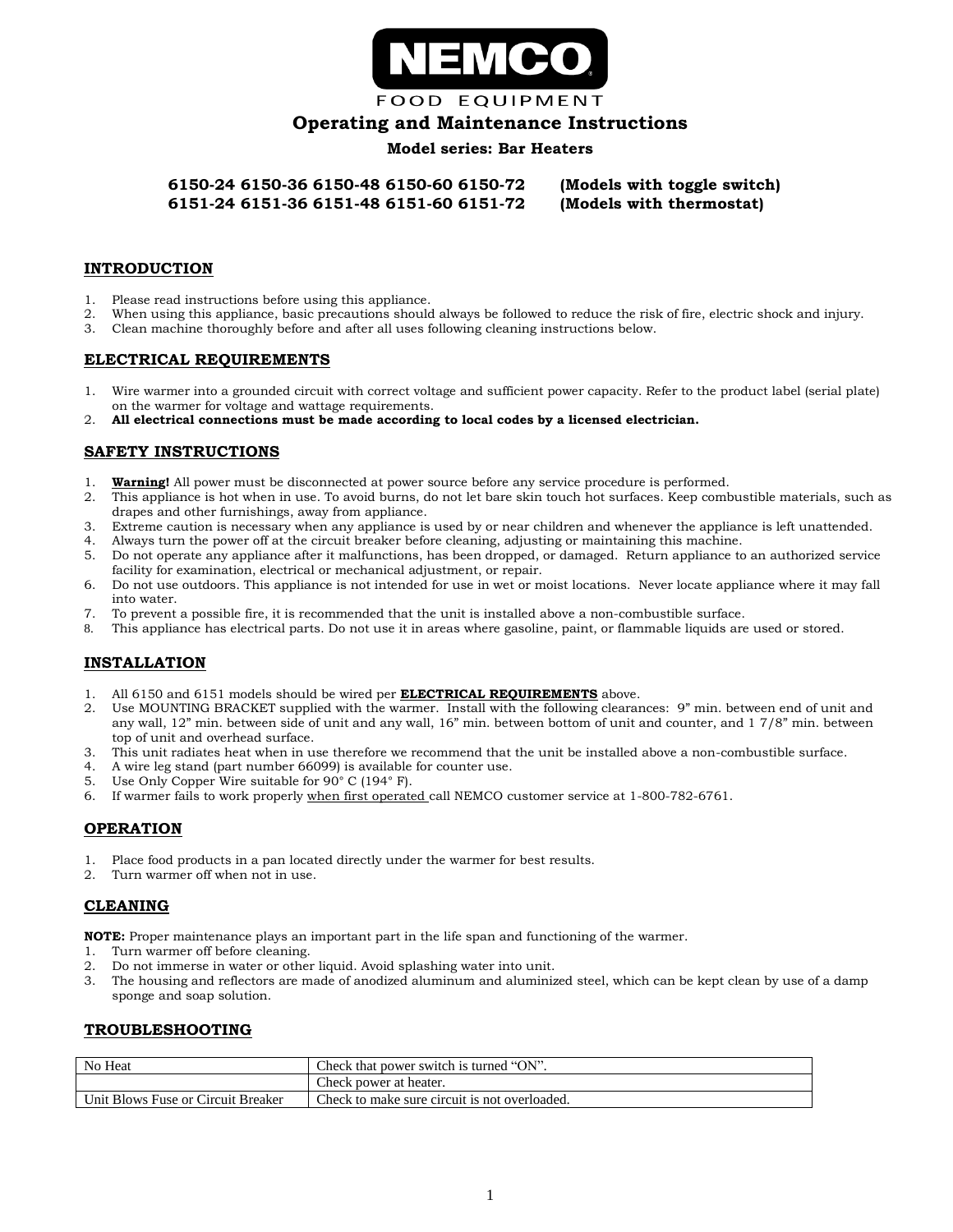# NEMCO

FOOD EQUIPMENT

## Operating and Maintenance Instructions

**Model series: Bar Heaters**

**6150-24 6150-36 6150-48 6150-60 6150-72 (Models with toggle switch)**
**6151-24 6151-36 6151-48 6151-60 6151-72 (Models with thermostat)**

### INTRODUCTION

1. Please read instructions before using this appliance.
2. When using this appliance, basic precautions should always be followed to reduce the risk of fire, electric shock and injury.
3. Clean machine thoroughly before and after all uses following cleaning instructions below.

### ELECTRICAL REQUIREMENTS

1. Wire warmer into a grounded circuit with correct voltage and sufficient power capacity. Refer to the product label (serial plate) on the warmer for voltage and wattage requirements.
2. **All electrical connections must be made according to local codes by a licensed electrician.**

### SAFETY INSTRUCTIONS

1. **Warning!** All power must be disconnected at power source before any service procedure is performed.
2. This appliance is hot when in use. To avoid burns, do not let bare skin touch hot surfaces. Keep combustible materials, such as drapes and other furnishings, away from appliance.
3. Extreme caution is necessary when any appliance is used by or near children and whenever the appliance is left unattended.
4. Always turn the power off at the circuit breaker before cleaning, adjusting or maintaining this machine.
5. Do not operate any appliance after it malfunctions, has been dropped, or damaged. Return appliance to an authorized service facility for examination, electrical or mechanical adjustment, or repair.
6. Do not use outdoors. This appliance is not intended for use in wet or moist locations. Never locate appliance where it may fall into water.
7. To prevent a possible fire, it is recommended that the unit is installed above a non-combustible surface.
8. This appliance has electrical parts. Do not use it in areas where gasoline, paint, or flammable liquids are used or stored.

### INSTALLATION

1. All 6150 and 6151 models should be wired per **ELECTRICAL REQUIREMENTS** above.
2. Use MOUNTING BRACKET supplied with the warmer. Install with the following clearances: 9" min. between end of unit and any wall, 12" min. between side of unit and any wall, 16" min. between bottom of unit and counter, and 1 7/8" min. between top of unit and overhead surface.
3. This unit radiates heat when in use therefore we recommend that the unit be installed above a non-combustible surface.
4. A wire leg stand (part number 66099) is available for counter use.
5. Use Only Copper Wire suitable for 90° C (194° F).
6. If warmer fails to work properly when first operated call NEMCO customer service at 1-800-782-6761.

### OPERATION

1. Place food products in a pan located directly under the warmer for best results.
2. Turn warmer off when not in use.

### CLEANING

**NOTE:** Proper maintenance plays an important part in the life span and functioning of the warmer.
1. Turn warmer off before cleaning.
2. Do not immerse in water or other liquid. Avoid splashing water into unit.
3. The housing and reflectors are made of anodized aluminum and aluminized steel, which can be kept clean by use of a damp sponge and soap solution.

### TROUBLESHOOTING

| | |
|---|---|
| No Heat | Check that power switch is turned "ON". |
| | Check power at heater. |
| Unit Blows Fuse or Circuit Breaker | Check to make sure circuit is not overloaded. |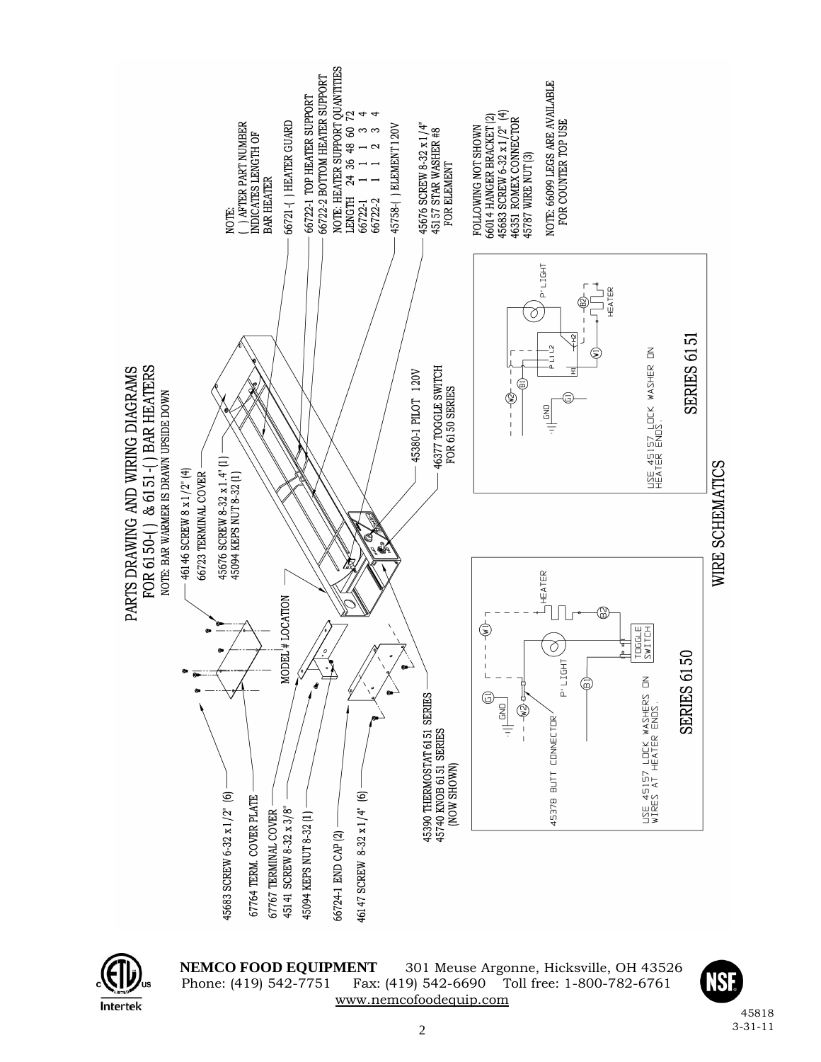# PARTS DRAWING AND WIRING DIAGRAMS FOR 6150-( ) & 6151-( ) BAR HEATERS

NOTE: BAR WARMER IS DRAWN UPSIDE DOWN

45683 SCREW 6-32 x 1/2" (6)

67764 TERM. COVER PLATE

67767 TERMINAL COVER

45141 SCREW 8-32 x 3/8"

45094 KEPS NUT 8-32 (1)

66724-1 END CAP (2)

46147 SCREW 8-32 x 1/4" (6)

46146 SCREW 8 x 1/2" (4)

66723 TERMINAL COVER

45676 SCREW 8-32 x 1.4" (1)
45094 KEPS NUT 8-32 (1)

MODEL # LOCATION

45390 THERMOSTAT 6151 SERIES
45740 KNOB 6151 SERIES
(NOW SHOWN)

45380-1 PILOT 120V

46377 TOGGLE SWITCH FOR 6150 SERIES

NOTE:
( ) AFTER PART NUMBER INDICATES LENGTH OF BAR HEATER

66721-( ) HEATER GUARD

66722-1 TOP HEATER SUPPORT

66722-2 BOTTOM HEATER SUPPORT

NOTE: HEATER SUPPORT QUANTITIES

| LENGTH | 24 | 36 | 48 | 60 | 72 |
|---|---|---|---|---|---|
| 66722-1 | 1 | 1 | 1 | 3 | 4 |
| 66722-2 | 1 | 1 | 2 | 3 | 4 |

45758-( ) ELEMENT 120V

45676 SCREW 8-32 x 1/4"
45157 STAR WASHER #8
FOR ELEMENT

FOLLOWING NOT SHOWN
66014 HANGER BRACKET (2)
45683 SCREW 6-32 x 1/2" (4)
46351 ROMEX CONNECTOR
45787 WIRE NUT (3)

NOTE: 66099 LEGS ARE AVAILABLE FOR COUNTER TOP USE

## WIRE SCHEMATICS

### SERIES 6150

GND, G1, W1, W2, B1, B2, HEATER, P'LIGHT, TOGGLE SWITCH, 45378 BUTT CONNECTOR

USE 45157 LOCK WASHERS ON WIRES AT HEATER ENDS.

### SERIES 6151

GND, G1, W1, W2, B1, B2, P L1 L2, H1, H2, P'LIGHT, HEATER

USE 45157 LOCK WASHER ON HEATER ENDS.

**NEMCO FOOD EQUIPMENT** 301 Meuse Argonne, Hicksville, OH 43526
Phone: (419) 542-7751 Fax: (419) 542-6690 Toll free: 1-800-782-6761
www.nemcofoodequip.com

45818
3-31-11